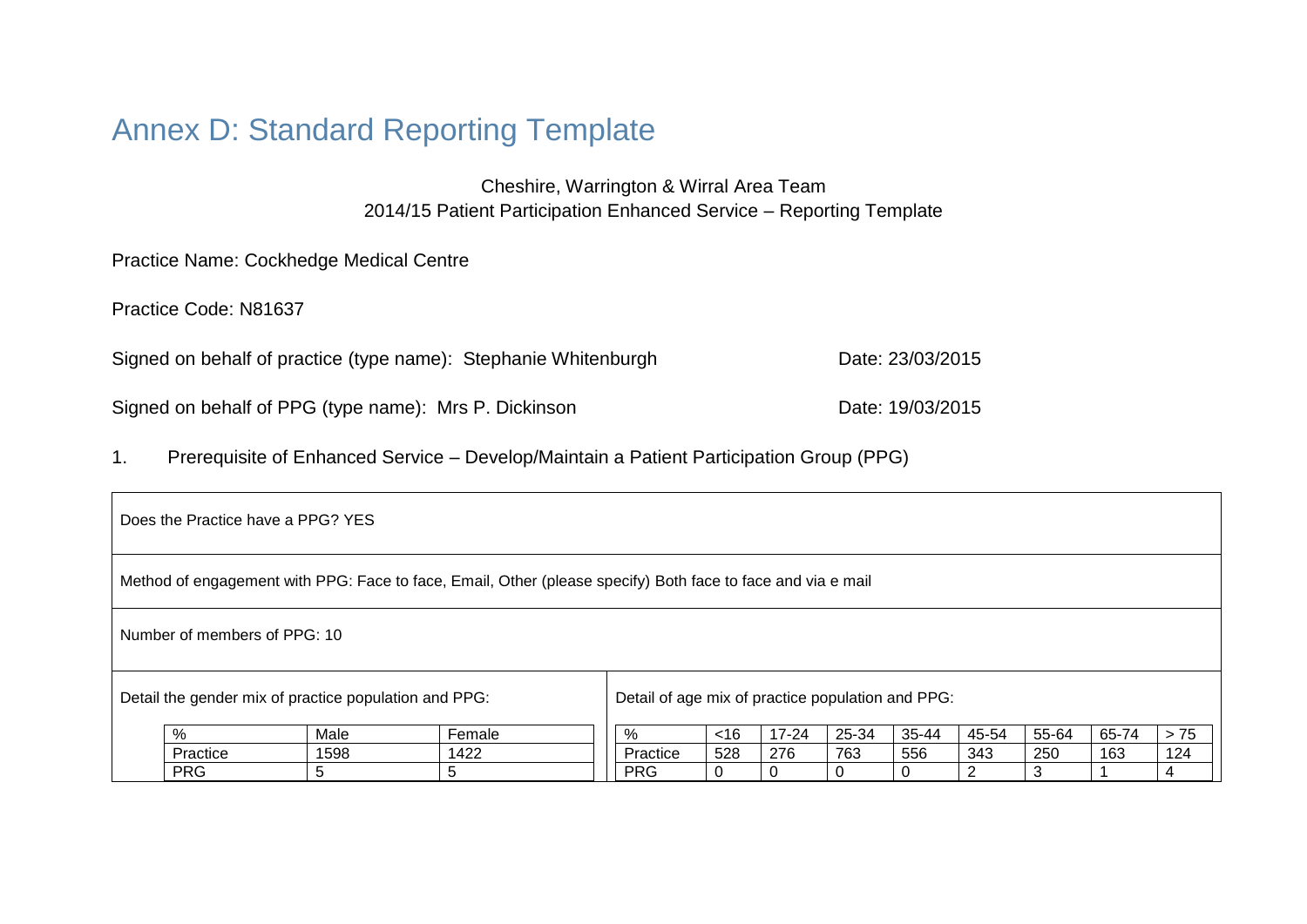# Annex D: Standard Reporting Template

Cheshire, Warrington & Wirral Area Team
2014/15 Patient Participation Enhanced Service – Reporting Template

Practice Name: Cockhedge Medical Centre

Practice Code: N81637

Signed on behalf of practice (type name): Stephanie Whitenburgh Date: 23/03/2015

Signed on behalf of PPG (type name): Mrs P. Dickinson Date: 19/03/2015

1. Prerequisite of Enhanced Service – Develop/Maintain a Patient Participation Group (PPG)

Does the Practice have a PPG? YES

Method of engagement with PPG: Face to face, Email, Other (please specify) Both face to face and via e mail

Number of members of PPG: 10

Detail the gender mix of practice population and PPG:

| % | Male | Female |
|---|---|---|
| Practice | 1598 | 1422 |
| PRG | 5 | 5 |

Detail of age mix of practice population and PPG:

| % | <16 | 17-24 | 25-34 | 35-44 | 45-54 | 55-64 | 65-74 | > 75 |
|---|---|---|---|---|---|---|---|---|
| Practice | 528 | 276 | 763 | 556 | 343 | 250 | 163 | 124 |
| PRG | 0 | 0 | 0 | 0 | 2 | 3 | 1 | 4 |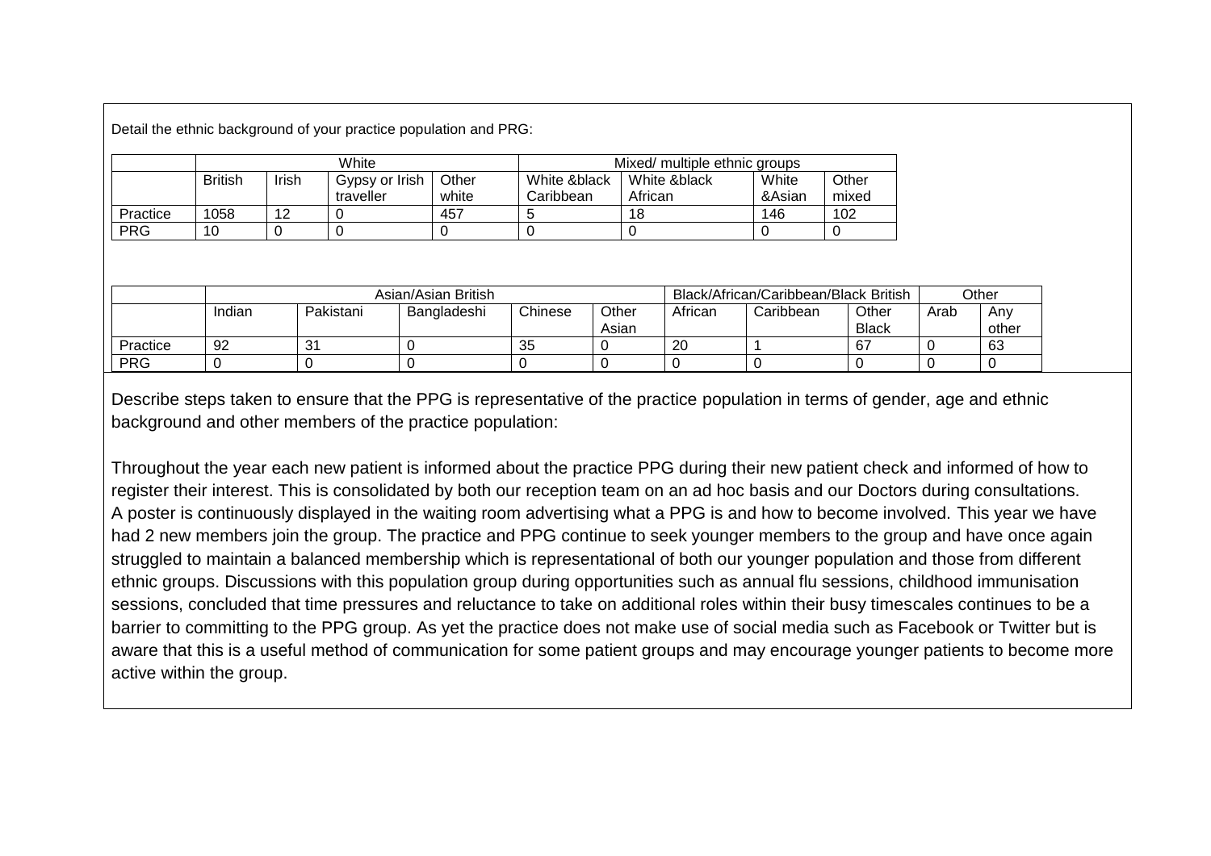Detail the ethnic background of your practice population and PRG:

| | White | | | | Mixed/ multiple ethnic groups | | | |
|---|---|---|---|---|---|---|---|---|
| | British | Irish | Gypsy or Irish traveller | Other white | White &black Caribbean | White &black African | White &Asian | Other mixed |
| Practice | 1058 | 12 | 0 | 457 | 5 | 18 | 146 | 102 |
| PRG | 10 | 0 | 0 | 0 | 0 | 0 | 0 | 0 |

| | Asian/Asian British | | | | | Black/African/Caribbean/Black British | | | Other | |
|---|---|---|---|---|---|---|---|---|---|---|
| | Indian | Pakistani | Bangladeshi | Chinese | Other Asian | African | Caribbean | Other Black | Arab | Any other |
| Practice | 92 | 31 | 0 | 35 | 0 | 20 | 1 | 67 | 0 | 63 |
| PRG | 0 | 0 | 0 | 0 | 0 | 0 | 0 | 0 | 0 | 0 |

Describe steps taken to ensure that the PPG is representative of the practice population in terms of gender, age and ethnic background and other members of the practice population:

Throughout the year each new patient is informed about the practice PPG during their new patient check and informed of how to register their interest. This is consolidated by both our reception team on an ad hoc basis and our Doctors during consultations. A poster is continuously displayed in the waiting room advertising what a PPG is and how to become involved. This year we have had 2 new members join the group. The practice and PPG continue to seek younger members to the group and have once again struggled to maintain a balanced membership which is representational of both our younger population and those from different ethnic groups. Discussions with this population group during opportunities such as annual flu sessions, childhood immunisation sessions, concluded that time pressures and reluctance to take on additional roles within their busy timescales continues to be a barrier to committing to the PPG group. As yet the practice does not make use of social media such as Facebook or Twitter but is aware that this is a useful method of communication for some patient groups and may encourage younger patients to become more active within the group.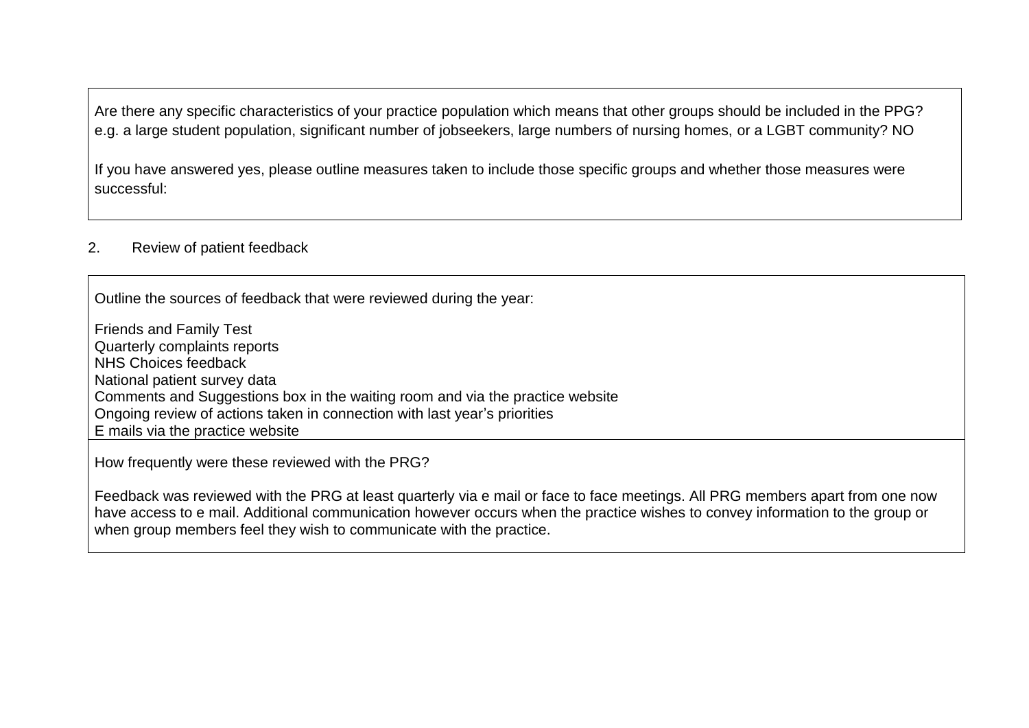Are there any specific characteristics of your practice population which means that other groups should be included in the PPG? e.g. a large student population, significant number of jobseekers, large numbers of nursing homes, or a LGBT community? NO

If you have answered yes, please outline measures taken to include those specific groups and whether those measures were successful:

2. Review of patient feedback

Outline the sources of feedback that were reviewed during the year:

Friends and Family Test
Quarterly complaints reports
NHS Choices feedback
National patient survey data
Comments and Suggestions box in the waiting room and via the practice website
Ongoing review of actions taken in connection with last year's priorities
E mails via the practice website

How frequently were these reviewed with the PRG?

Feedback was reviewed with the PRG at least quarterly via e mail or face to face meetings. All PRG members apart from one now have access to e mail. Additional communication however occurs when the practice wishes to convey information to the group or when group members feel they wish to communicate with the practice.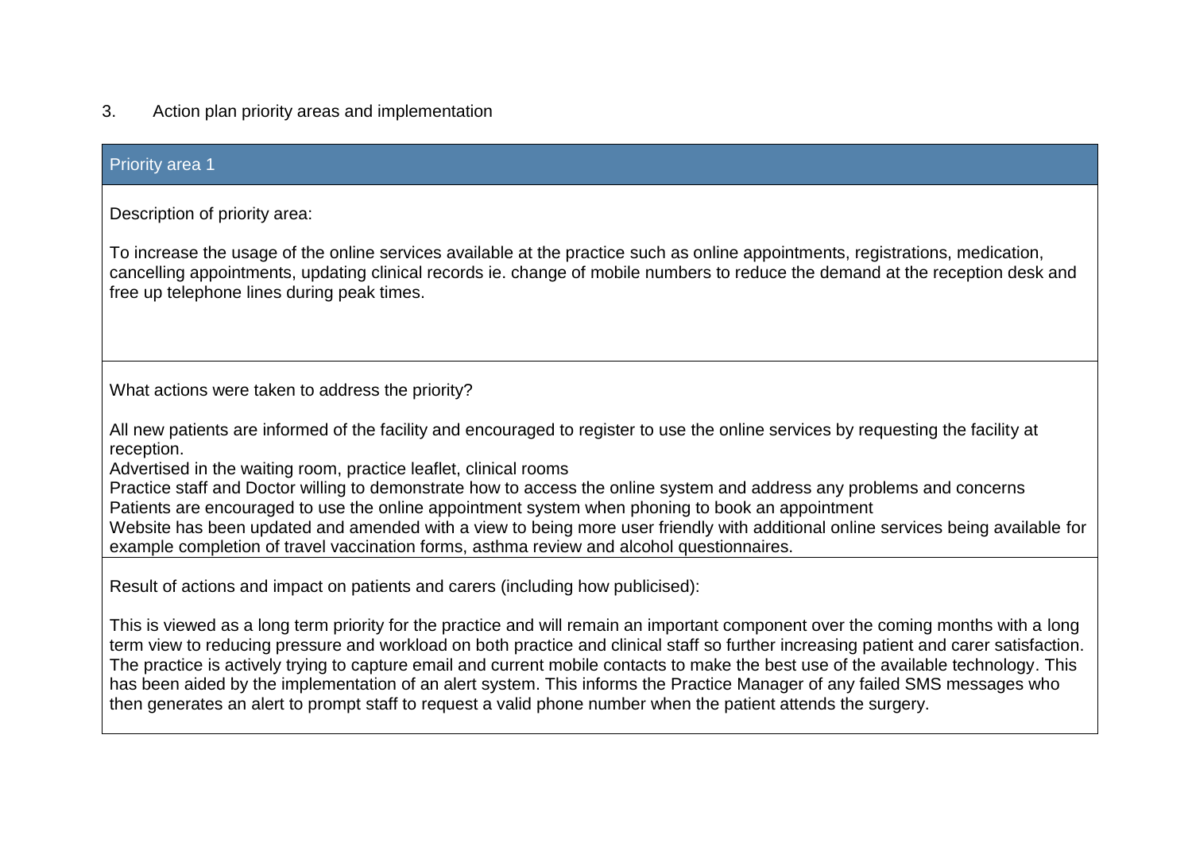3. Action plan priority areas and implementation

| Priority area 1 |
| --- |
| Description of priority area:<br><br>To increase the usage of the online services available at the practice such as online appointments, registrations, medication, cancelling appointments, updating clinical records ie. change of mobile numbers to reduce the demand at the reception desk and free up telephone lines during peak times. |
| What actions were taken to address the priority?<br><br>All new patients are informed of the facility and encouraged to register to use the online services by requesting the facility at reception.<br>Advertised in the waiting room, practice leaflet, clinical rooms<br>Practice staff and Doctor willing to demonstrate how to access the online system and address any problems and concerns<br>Patients are encouraged to use the online appointment system when phoning to book an appointment<br>Website has been updated and amended with a view to being more user friendly with additional online services being available for example completion of travel vaccination forms, asthma review and alcohol questionnaires. |
| Result of actions and impact on patients and carers (including how publicised):<br><br>This is viewed as a long term priority for the practice and will remain an important component over the coming months with a long term view to reducing pressure and workload on both practice and clinical staff so further increasing patient and carer satisfaction. The practice is actively trying to capture email and current mobile contacts to make the best use of the available technology. This has been aided by the implementation of an alert system. This informs the Practice Manager of any failed SMS messages who then generates an alert to prompt staff to request a valid phone number when the patient attends the surgery. |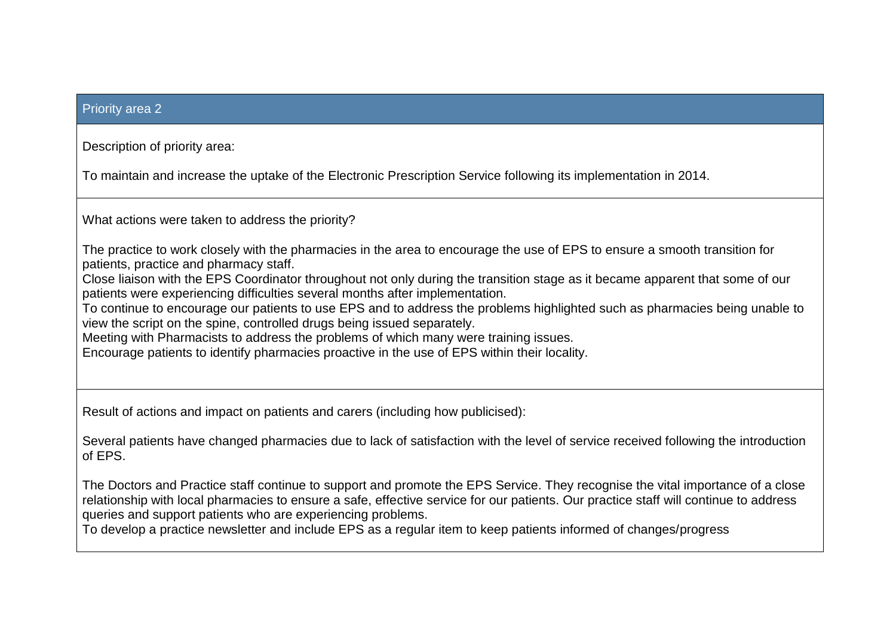## Priority area 2

Description of priority area:

To maintain and increase the uptake of the Electronic Prescription Service following its implementation in 2014.

What actions were taken to address the priority?

The practice to work closely with the pharmacies in the area to encourage the use of EPS to ensure a smooth transition for patients, practice and pharmacy staff.
Close liaison with the EPS Coordinator throughout not only during the transition stage as it became apparent that some of our patients were experiencing difficulties several months after implementation.
To continue to encourage our patients to use EPS and to address the problems highlighted such as pharmacies being unable to view the script on the spine, controlled drugs being issued separately.
Meeting with Pharmacists to address the problems of which many were training issues.
Encourage patients to identify pharmacies proactive in the use of EPS within their locality.

Result of actions and impact on patients and carers (including how publicised):

Several patients have changed pharmacies due to lack of satisfaction with the level of service received following the introduction of EPS.

The Doctors and Practice staff continue to support and promote the EPS Service. They recognise the vital importance of a close relationship with local pharmacies to ensure a safe, effective service for our patients. Our practice staff will continue to address queries and support patients who are experiencing problems.
To develop a practice newsletter and include EPS as a regular item to keep patients informed of changes/progress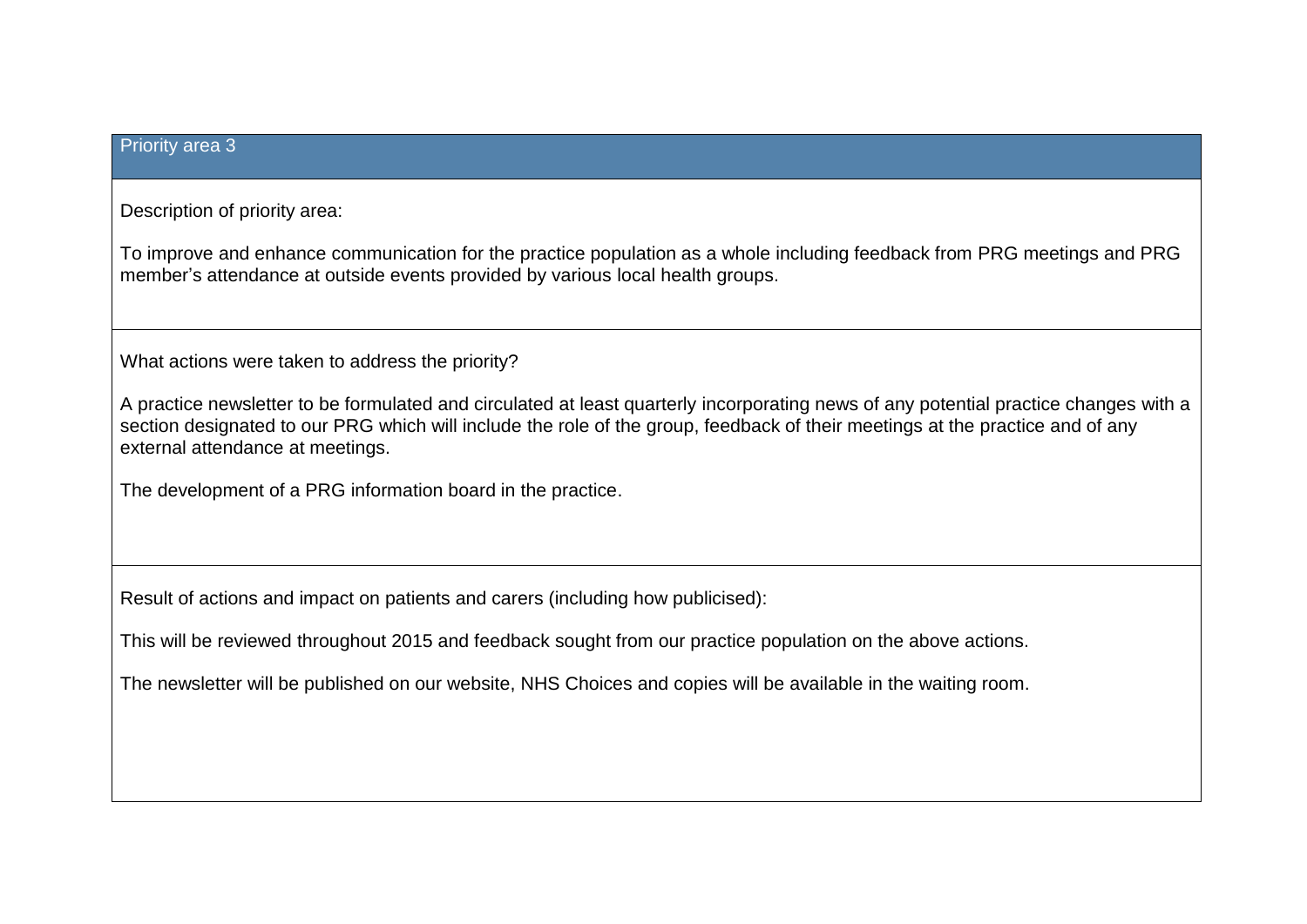## Priority area 3

Description of priority area:

To improve and enhance communication for the practice population as a whole including feedback from PRG meetings and PRG member's attendance at outside events provided by various local health groups.

What actions were taken to address the priority?

A practice newsletter to be formulated and circulated at least quarterly incorporating news of any potential practice changes with a section designated to our PRG which will include the role of the group, feedback of their meetings at the practice and of any external attendance at meetings.

The development of a PRG information board in the practice.

Result of actions and impact on patients and carers (including how publicised):

This will be reviewed throughout 2015 and feedback sought from our practice population on the above actions.

The newsletter will be published on our website, NHS Choices and copies will be available in the waiting room.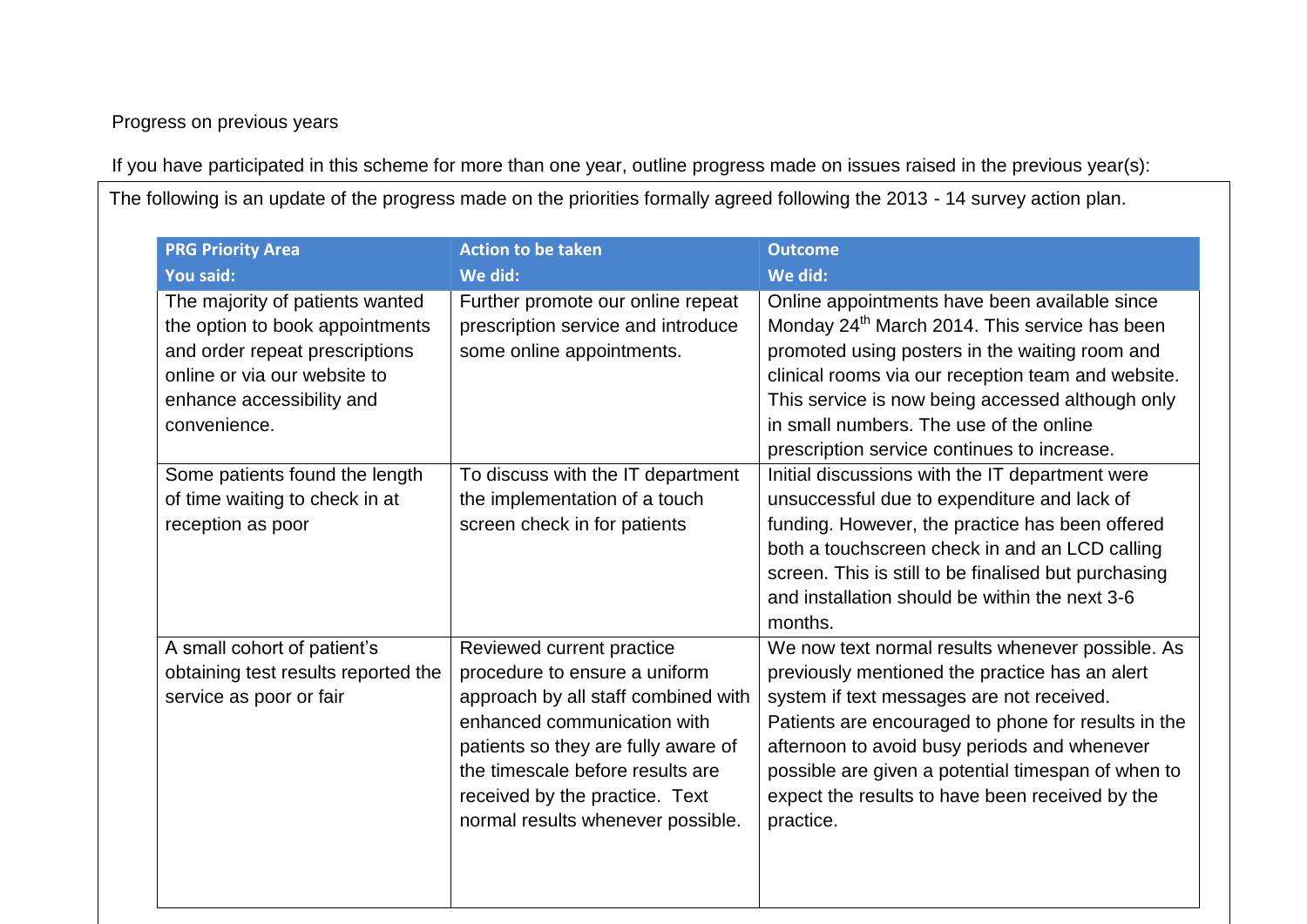Progress on previous years

If you have participated in this scheme for more than one year, outline progress made on issues raised in the previous year(s):

The following is an update of the progress made on the priorities formally agreed following the 2013 - 14 survey action plan.

| PRG Priority Area<br>You said: | Action to be taken<br>We did: | Outcome<br>We did: |
|---|---|---|
| The majority of patients wanted the option to book appointments and order repeat prescriptions online or via our website to enhance accessibility and convenience. | Further promote our online repeat prescription service and introduce some online appointments. | Online appointments have been available since Monday 24th March 2014. This service has been promoted using posters in the waiting room and clinical rooms via our reception team and website. This service is now being accessed although only in small numbers. The use of the online prescription service continues to increase. |
| Some patients found the length of time waiting to check in at reception as poor | To discuss with the IT department the implementation of a touch screen check in for patients | Initial discussions with the IT department were unsuccessful due to expenditure and lack of funding. However, the practice has been offered both a touchscreen check in and an LCD calling screen. This is still to be finalised but purchasing and installation should be within the next 3-6 months. |
| A small cohort of patient's obtaining test results reported the service as poor or fair | Reviewed current practice procedure to ensure a uniform approach by all staff combined with enhanced communication with patients so they are fully aware of the timescale before results are received by the practice. Text normal results whenever possible. | We now text normal results whenever possible. As previously mentioned the practice has an alert system if text messages are not received. Patients are encouraged to phone for results in the afternoon to avoid busy periods and whenever possible are given a potential timespan of when to expect the results to have been received by the practice. |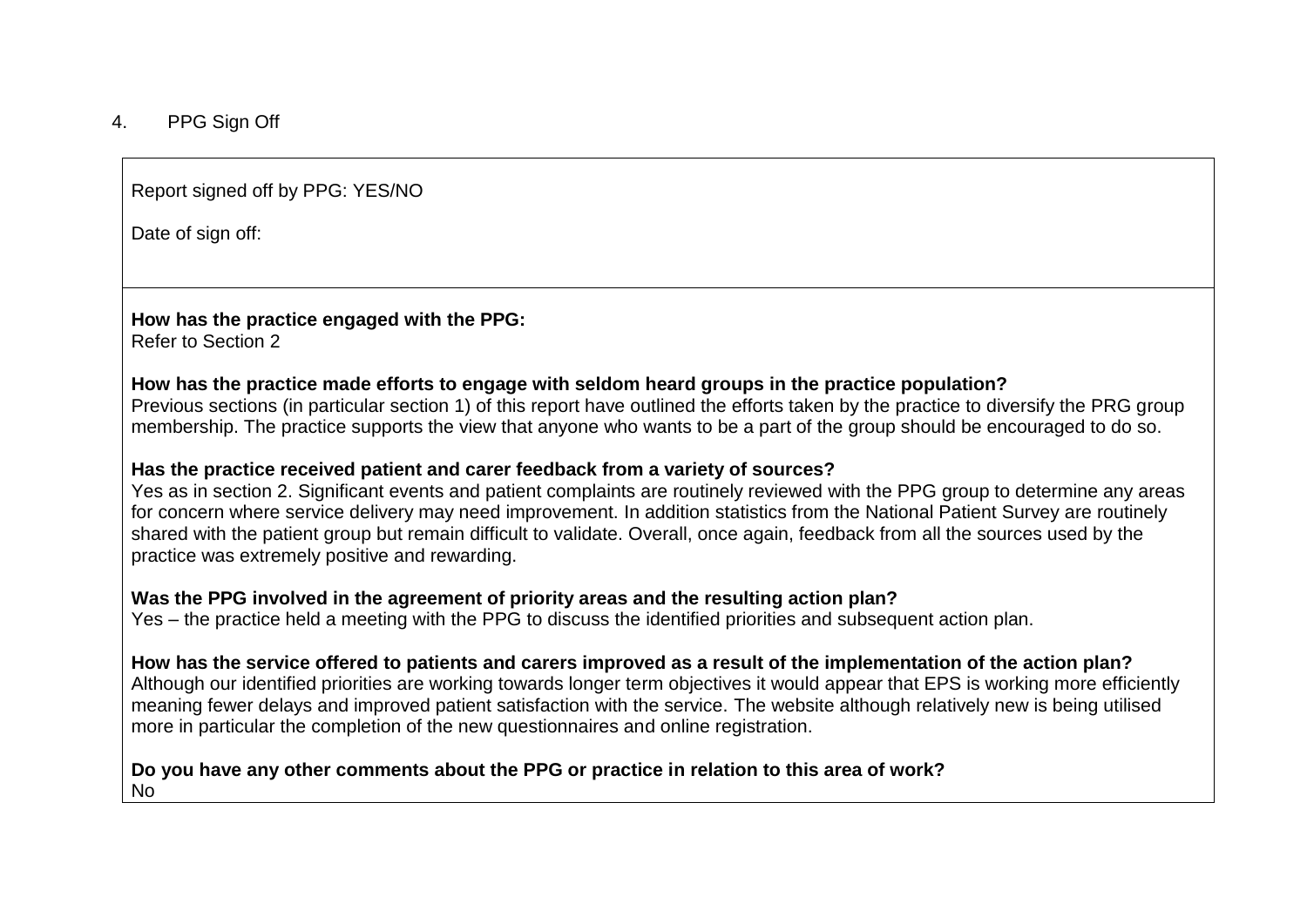4. PPG Sign Off

Report signed off by PPG: YES/NO

Date of sign off:

**How has the practice engaged with the PPG:**
Refer to Section 2

**How has the practice made efforts to engage with seldom heard groups in the practice population?**
Previous sections (in particular section 1) of this report have outlined the efforts taken by the practice to diversify the PRG group membership. The practice supports the view that anyone who wants to be a part of the group should be encouraged to do so.

**Has the practice received patient and carer feedback from a variety of sources?**
Yes as in section 2. Significant events and patient complaints are routinely reviewed with the PPG group to determine any areas for concern where service delivery may need improvement. In addition statistics from the National Patient Survey are routinely shared with the patient group but remain difficult to validate. Overall, once again, feedback from all the sources used by the practice was extremely positive and rewarding.

**Was the PPG involved in the agreement of priority areas and the resulting action plan?**
Yes – the practice held a meeting with the PPG to discuss the identified priorities and subsequent action plan.

**How has the service offered to patients and carers improved as a result of the implementation of the action plan?**
Although our identified priorities are working towards longer term objectives it would appear that EPS is working more efficiently meaning fewer delays and improved patient satisfaction with the service. The website although relatively new is being utilised more in particular the completion of the new questionnaires and online registration.

**Do you have any other comments about the PPG or practice in relation to this area of work?**
No